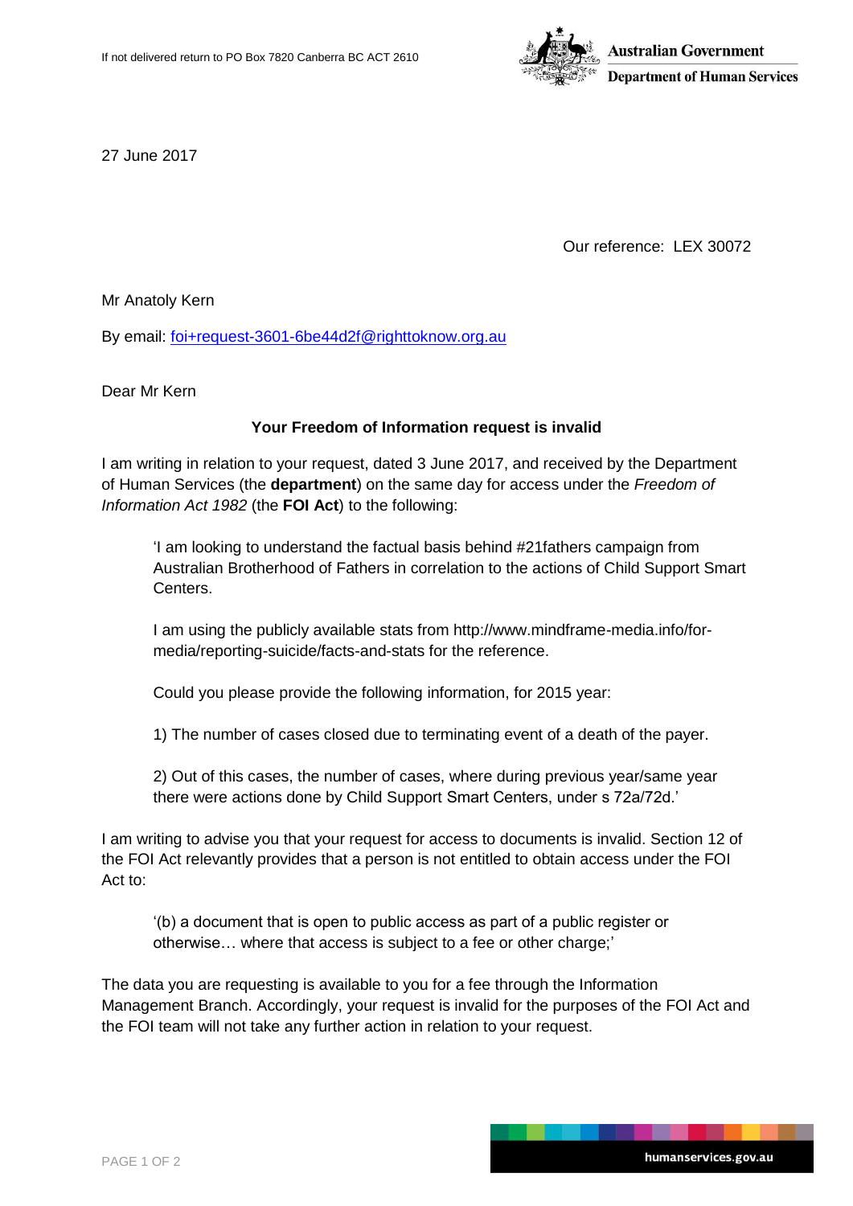If not delivered return to PO Box 7820 Canberra BC ACT 2610

**Australian Government**
**Department of Human Services**

27 June 2017

Our reference: LEX 30072

Mr Anatoly Kern

By email: foi+request-3601-6be44d2f@righttoknow.org.au

Dear Mr Kern

**Your Freedom of Information request is invalid**

I am writing in relation to your request, dated 3 June 2017, and received by the Department of Human Services (the **department**) on the same day for access under the *Freedom of Information Act 1982* (the **FOI Act**) to the following:

> 'I am looking to understand the factual basis behind #21fathers campaign from Australian Brotherhood of Fathers in correlation to the actions of Child Support Smart Centers.
>
> I am using the publicly available stats from http://www.mindframe-media.info/for-media/reporting-suicide/facts-and-stats for the reference.
>
> Could you please provide the following information, for 2015 year:
>
> 1) The number of cases closed due to terminating event of a death of the payer.
>
> 2) Out of this cases, the number of cases, where during previous year/same year there were actions done by Child Support Smart Centers, under s 72a/72d.'

I am writing to advise you that your request for access to documents is invalid. Section 12 of the FOI Act relevantly provides that a person is not entitled to obtain access under the FOI Act to:

> '(b) a document that is open to public access as part of a public register or otherwise… where that access is subject to a fee or other charge;'

The data you are requesting is available to you for a fee through the Information Management Branch. Accordingly, your request is invalid for the purposes of the FOI Act and the FOI team will not take any further action in relation to your request.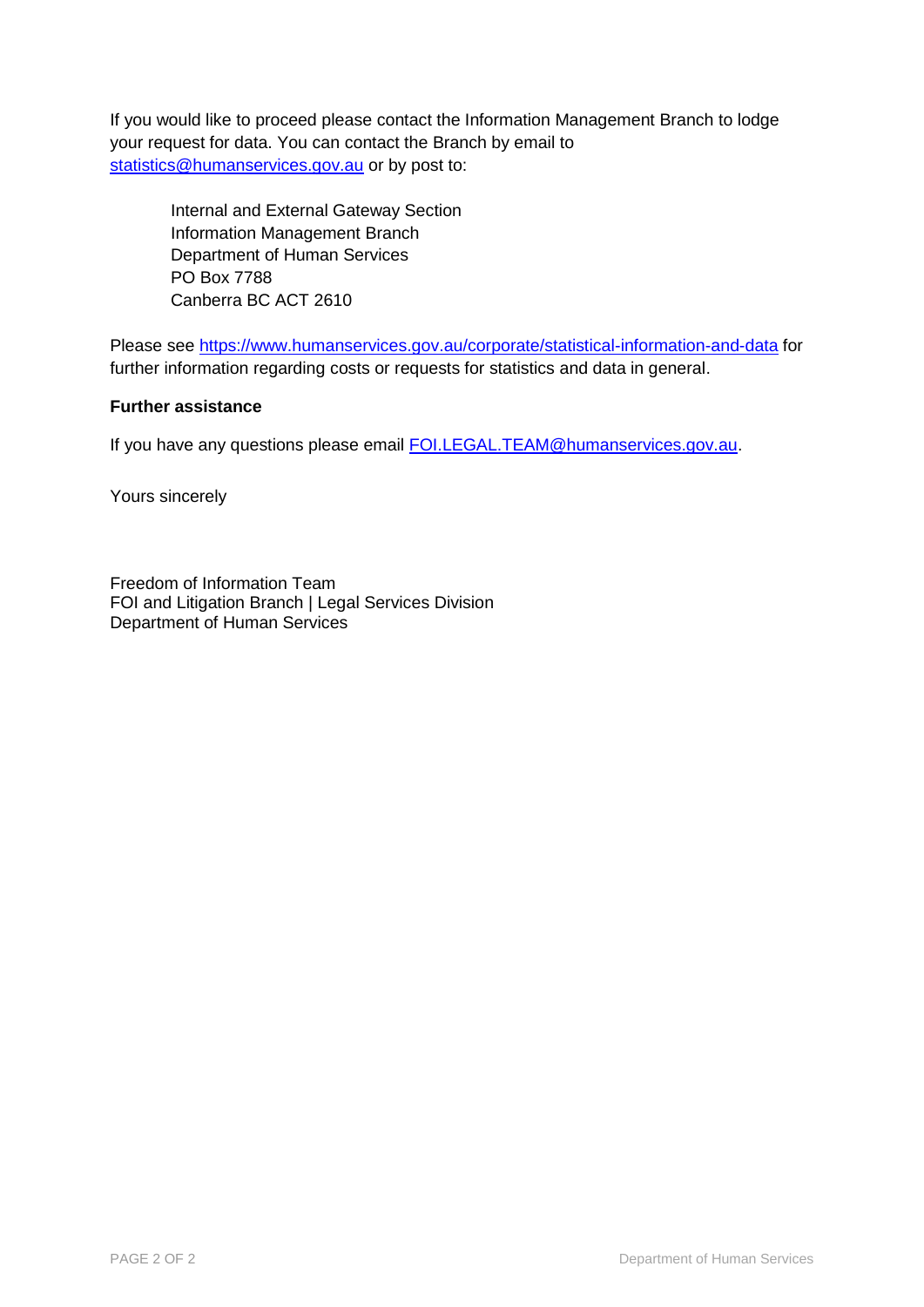If you would like to proceed please contact the Information Management Branch to lodge your request for data. You can contact the Branch by email to statistics@humanservices.gov.au or by post to:

Internal and External Gateway Section
Information Management Branch
Department of Human Services
PO Box 7788
Canberra BC ACT 2610

Please see https://www.humanservices.gov.au/corporate/statistical-information-and-data for further information regarding costs or requests for statistics and data in general.

**Further assistance**

If you have any questions please email FOI.LEGAL.TEAM@humanservices.gov.au.

Yours sincerely

Freedom of Information Team
FOI and Litigation Branch | Legal Services Division
Department of Human Services